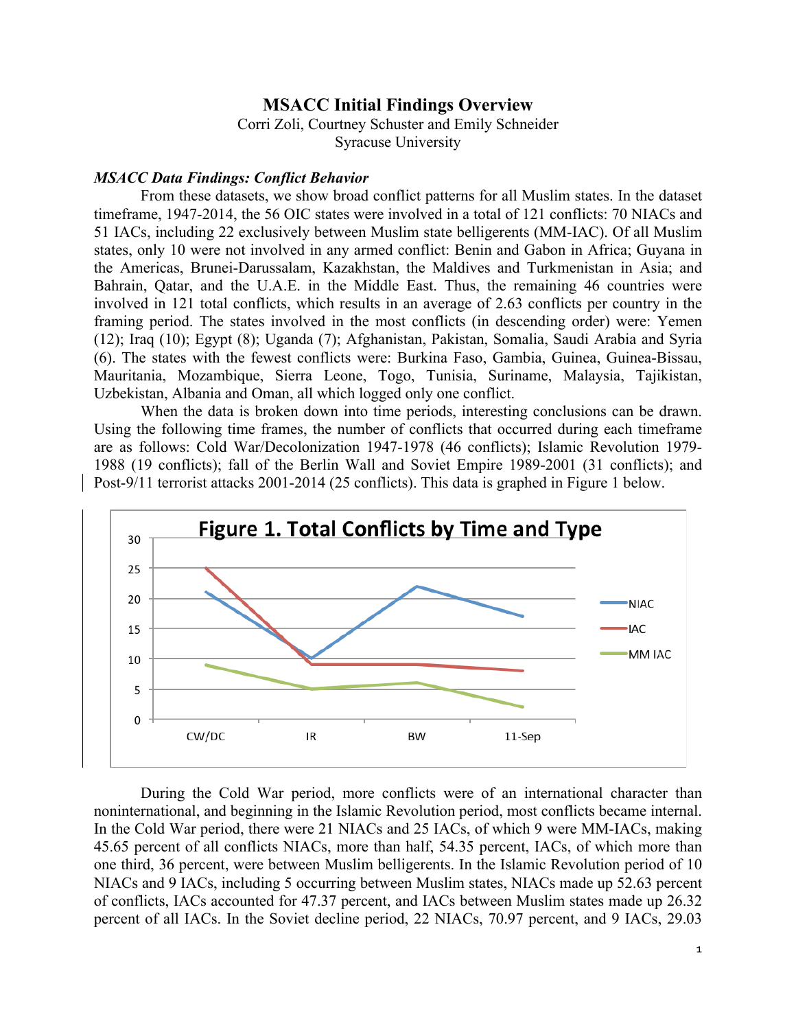# MSACC Initial Findings Overview

Corri Zoli, Courtney Schuster and Emily Schneider
Syracuse University

### *MSACC Data Findings: Conflict Behavior*

From these datasets, we show broad conflict patterns for all Muslim states. In the dataset timeframe, 1947-2014, the 56 OIC states were involved in a total of 121 conflicts: 70 NIACs and 51 IACs, including 22 exclusively between Muslim state belligerents (MM-IAC). Of all Muslim states, only 10 were not involved in any armed conflict: Benin and Gabon in Africa; Guyana in the Americas, Brunei-Darussalam, Kazakhstan, the Maldives and Turkmenistan in Asia; and Bahrain, Qatar, and the U.A.E. in the Middle East. Thus, the remaining 46 countries were involved in 121 total conflicts, which results in an average of 2.63 conflicts per country in the framing period. The states involved in the most conflicts (in descending order) were: Yemen (12); Iraq (10); Egypt (8); Uganda (7); Afghanistan, Pakistan, Somalia, Saudi Arabia and Syria (6). The states with the fewest conflicts were: Burkina Faso, Gambia, Guinea, Guinea-Bissau, Mauritania, Mozambique, Sierra Leone, Togo, Tunisia, Suriname, Malaysia, Tajikistan, Uzbekistan, Albania and Oman, all which logged only one conflict.

When the data is broken down into time periods, interesting conclusions can be drawn. Using the following time frames, the number of conflicts that occurred during each timeframe are as follows: Cold War/Decolonization 1947-1978 (46 conflicts); Islamic Revolution 1979-1988 (19 conflicts); fall of the Berlin Wall and Soviet Empire 1989-2001 (31 conflicts); and Post-9/11 terrorist attacks 2001-2014 (25 conflicts). This data is graphed in Figure 1 below.

**Figure 1. Total Conflicts by Time and Type**

| | CW/DC | IR | BW | 11-Sep |
|---|---|---|---|---|
| NIAC | 21 | 10 | 22 | 17 |
| IAC | 25 | 9 | 9 | 8 |
| MM IAC | 9 | 5 | 6 | 2 |

During the Cold War period, more conflicts were of an international character than noninternational, and beginning in the Islamic Revolution period, most conflicts became internal. In the Cold War period, there were 21 NIACs and 25 IACs, of which 9 were MM-IACs, making 45.65 percent of all conflicts NIACs, more than half, 54.35 percent, IACs, of which more than one third, 36 percent, were between Muslim belligerents. In the Islamic Revolution period of 10 NIACs and 9 IACs, including 5 occurring between Muslim states, NIACs made up 52.63 percent of conflicts, IACs accounted for 47.37 percent, and IACs between Muslim states made up 26.32 percent of all IACs. In the Soviet decline period, 22 NIACs, 70.97 percent, and 9 IACs, 29.03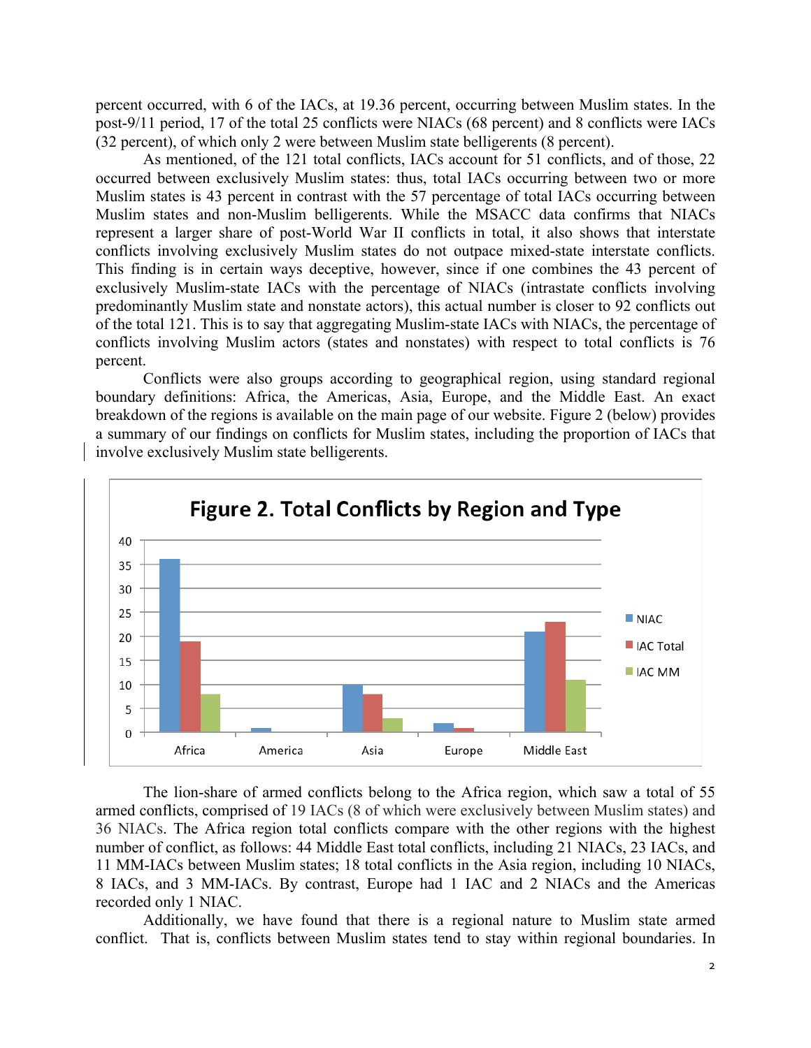percent occurred, with 6 of the IACs, at 19.36 percent, occurring between Muslim states. In the post-9/11 period, 17 of the total 25 conflicts were NIACs (68 percent) and 8 conflicts were IACs (32 percent), of which only 2 were between Muslim state belligerents (8 percent).

As mentioned, of the 121 total conflicts, IACs account for 51 conflicts, and of those, 22 occurred between exclusively Muslim states: thus, total IACs occurring between two or more Muslim states is 43 percent in contrast with the 57 percentage of total IACs occurring between Muslim states and non-Muslim belligerents. While the MSACC data confirms that NIACs represent a larger share of post-World War II conflicts in total, it also shows that interstate conflicts involving exclusively Muslim states do not outpace mixed-state interstate conflicts. This finding is in certain ways deceptive, however, since if one combines the 43 percent of exclusively Muslim-state IACs with the percentage of NIACs (intrastate conflicts involving predominantly Muslim state and nonstate actors), this actual number is closer to 92 conflicts out of the total 121. This is to say that aggregating Muslim-state IACs with NIACs, the percentage of conflicts involving Muslim actors (states and nonstates) with respect to total conflicts is 76 percent.

Conflicts were also groups according to geographical region, using standard regional boundary definitions: Africa, the Americas, Asia, Europe, and the Middle East. An exact breakdown of the regions is available on the main page of our website. Figure 2 (below) provides a summary of our findings on conflicts for Muslim states, including the proportion of IACs that involve exclusively Muslim state belligerents.

**Figure 2. Total Conflicts by Region and Type**

The lion-share of armed conflicts belong to the Africa region, which saw a total of 55 armed conflicts, comprised of 19 IACs (8 of which were exclusively between Muslim states) and 36 NIACs. The Africa region total conflicts compare with the other regions with the highest number of conflict, as follows: 44 Middle East total conflicts, including 21 NIACs, 23 IACs, and 11 MM-IACs between Muslim states; 18 total conflicts in the Asia region, including 10 NIACs, 8 IACs, and 3 MM-IACs. By contrast, Europe had 1 IAC and 2 NIACs and the Americas recorded only 1 NIAC.

Additionally, we have found that there is a regional nature to Muslim state armed conflict. That is, conflicts between Muslim states tend to stay within regional boundaries. In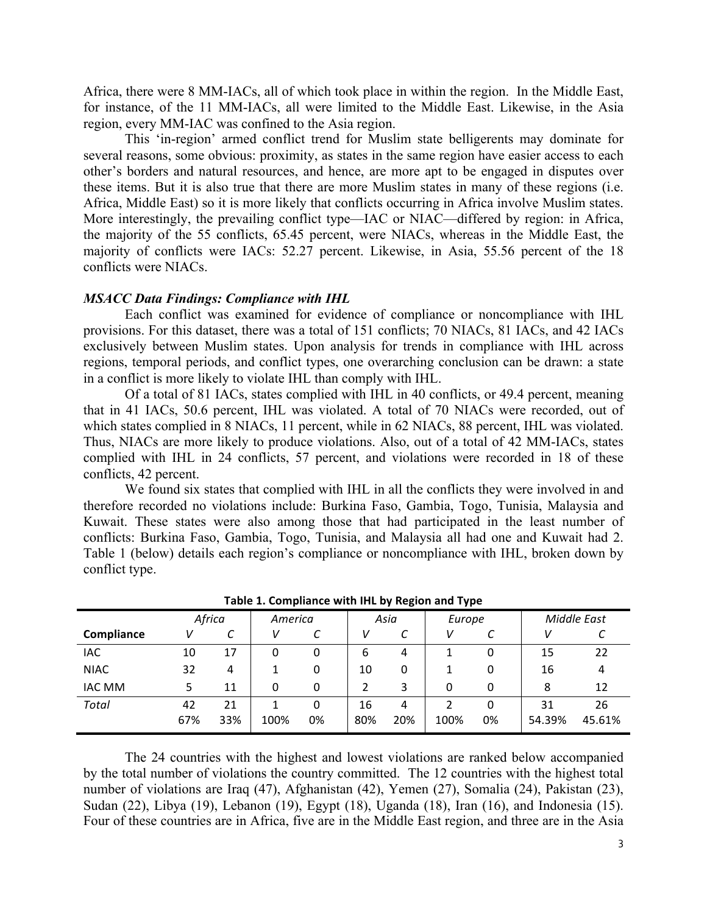Africa, there were 8 MM-IACs, all of which took place in within the region. In the Middle East, for instance, of the 11 MM-IACs, all were limited to the Middle East. Likewise, in the Asia region, every MM-IAC was confined to the Asia region.

This 'in-region' armed conflict trend for Muslim state belligerents may dominate for several reasons, some obvious: proximity, as states in the same region have easier access to each other's borders and natural resources, and hence, are more apt to be engaged in disputes over these items. But it is also true that there are more Muslim states in many of these regions (i.e. Africa, Middle East) so it is more likely that conflicts occurring in Africa involve Muslim states. More interestingly, the prevailing conflict type—IAC or NIAC—differed by region: in Africa, the majority of the 55 conflicts, 65.45 percent, were NIACs, whereas in the Middle East, the majority of conflicts were IACs: 52.27 percent. Likewise, in Asia, 55.56 percent of the 18 conflicts were NIACs.

### *MSACC Data Findings: Compliance with IHL*

Each conflict was examined for evidence of compliance or noncompliance with IHL provisions. For this dataset, there was a total of 151 conflicts; 70 NIACs, 81 IACs, and 42 IACs exclusively between Muslim states. Upon analysis for trends in compliance with IHL across regions, temporal periods, and conflict types, one overarching conclusion can be drawn: a state in a conflict is more likely to violate IHL than comply with IHL.

Of a total of 81 IACs, states complied with IHL in 40 conflicts, or 49.4 percent, meaning that in 41 IACs, 50.6 percent, IHL was violated. A total of 70 NIACs were recorded, out of which states complied in 8 NIACs, 11 percent, while in 62 NIACs, 88 percent, IHL was violated. Thus, NIACs are more likely to produce violations. Also, out of a total of 42 MM-IACs, states complied with IHL in 24 conflicts, 57 percent, and violations were recorded in 18 of these conflicts, 42 percent.

We found six states that complied with IHL in all the conflicts they were involved in and therefore recorded no violations include: Burkina Faso, Gambia, Togo, Tunisia, Malaysia and Kuwait. These states were also among those that had participated in the least number of conflicts: Burkina Faso, Gambia, Togo, Tunisia, and Malaysia all had one and Kuwait had 2. Table 1 (below) details each region's compliance or noncompliance with IHL, broken down by conflict type.

**Table 1. Compliance with IHL by Region and Type**

| | *Africa* | | *America* | | *Asia* | | *Europe* | | *Middle East* | |
|---|---|---|---|---|---|---|---|---|---|---|
| **Compliance** | *V* | *C* | *V* | *C* | *V* | *C* | *V* | *C* | *V* | *C* |
| IAC | 10 | 17 | 0 | 0 | 6 | 4 | 1 | 0 | 15 | 22 |
| NIAC | 32 | 4 | 1 | 0 | 10 | 0 | 1 | 0 | 16 | 4 |
| IAC MM | 5 | 11 | 0 | 0 | 2 | 3 | 0 | 0 | 8 | 12 |
| *Total* | 42<br>67% | 21<br>33% | 1<br>100% | 0<br>0% | 16<br>80% | 4<br>20% | 2<br>100% | 0<br>0% | 31<br>54.39% | 26<br>45.61% |

The 24 countries with the highest and lowest violations are ranked below accompanied by the total number of violations the country committed. The 12 countries with the highest total number of violations are Iraq (47), Afghanistan (42), Yemen (27), Somalia (24), Pakistan (23), Sudan (22), Libya (19), Lebanon (19), Egypt (18), Uganda (18), Iran (16), and Indonesia (15). Four of these countries are in Africa, five are in the Middle East region, and three are in the Asia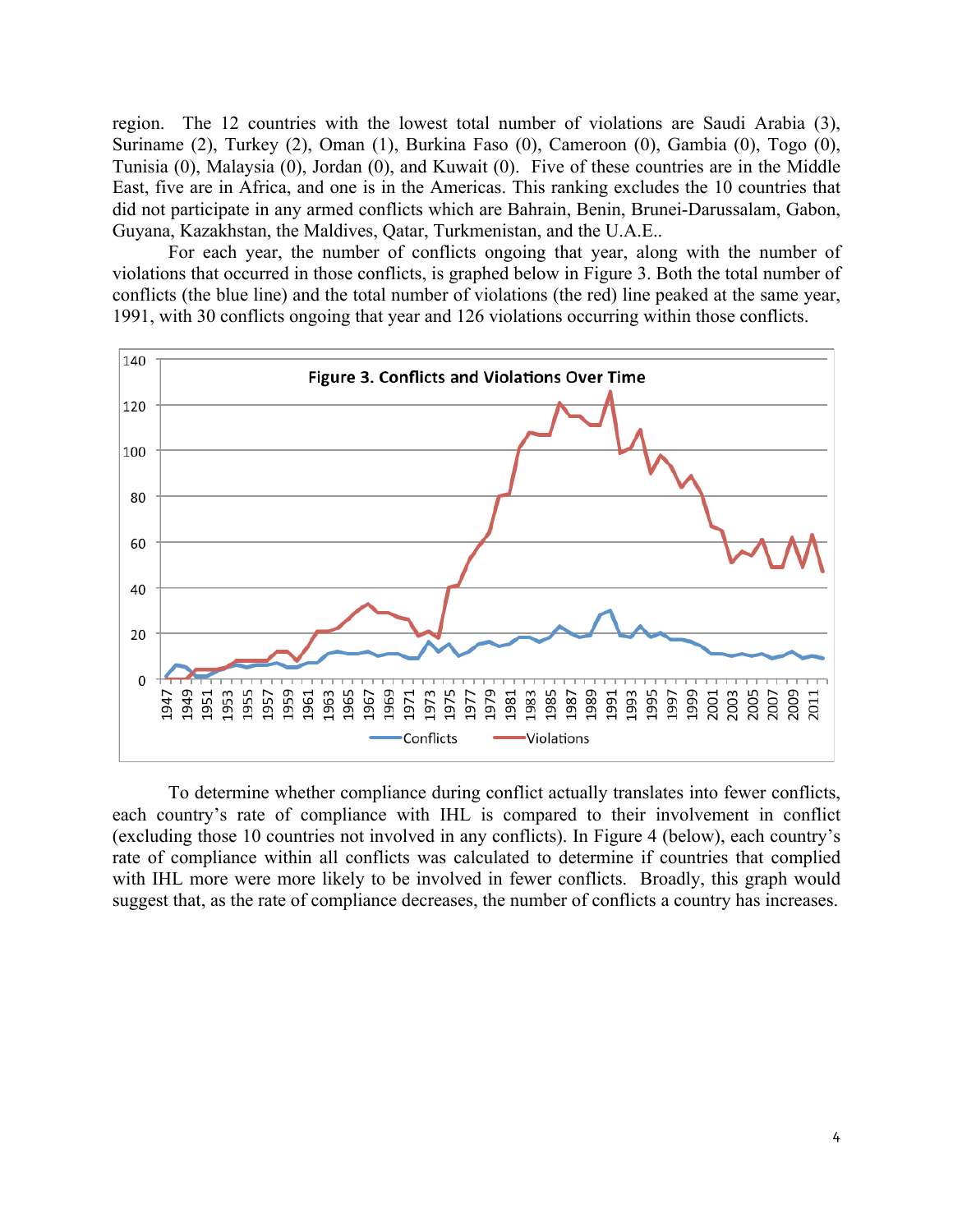region. The 12 countries with the lowest total number of violations are Saudi Arabia (3), Suriname (2), Turkey (2), Oman (1), Burkina Faso (0), Cameroon (0), Gambia (0), Togo (0), Tunisia (0), Malaysia (0), Jordan (0), and Kuwait (0). Five of these countries are in the Middle East, five are in Africa, and one is in the Americas. This ranking excludes the 10 countries that did not participate in any armed conflicts which are Bahrain, Benin, Brunei-Darussalam, Gabon, Guyana, Kazakhstan, the Maldives, Qatar, Turkmenistan, and the U.A.E..

For each year, the number of conflicts ongoing that year, along with the number of violations that occurred in those conflicts, is graphed below in Figure 3. Both the total number of conflicts (the blue line) and the total number of violations (the red) line peaked at the same year, 1991, with 30 conflicts ongoing that year and 126 violations occurring within those conflicts.

**Figure 3. Conflicts and Violations Over Time**

To determine whether compliance during conflict actually translates into fewer conflicts, each country's rate of compliance with IHL is compared to their involvement in conflict (excluding those 10 countries not involved in any conflicts). In Figure 4 (below), each country's rate of compliance within all conflicts was calculated to determine if countries that complied with IHL more were more likely to be involved in fewer conflicts. Broadly, this graph would suggest that, as the rate of compliance decreases, the number of conflicts a country has increases.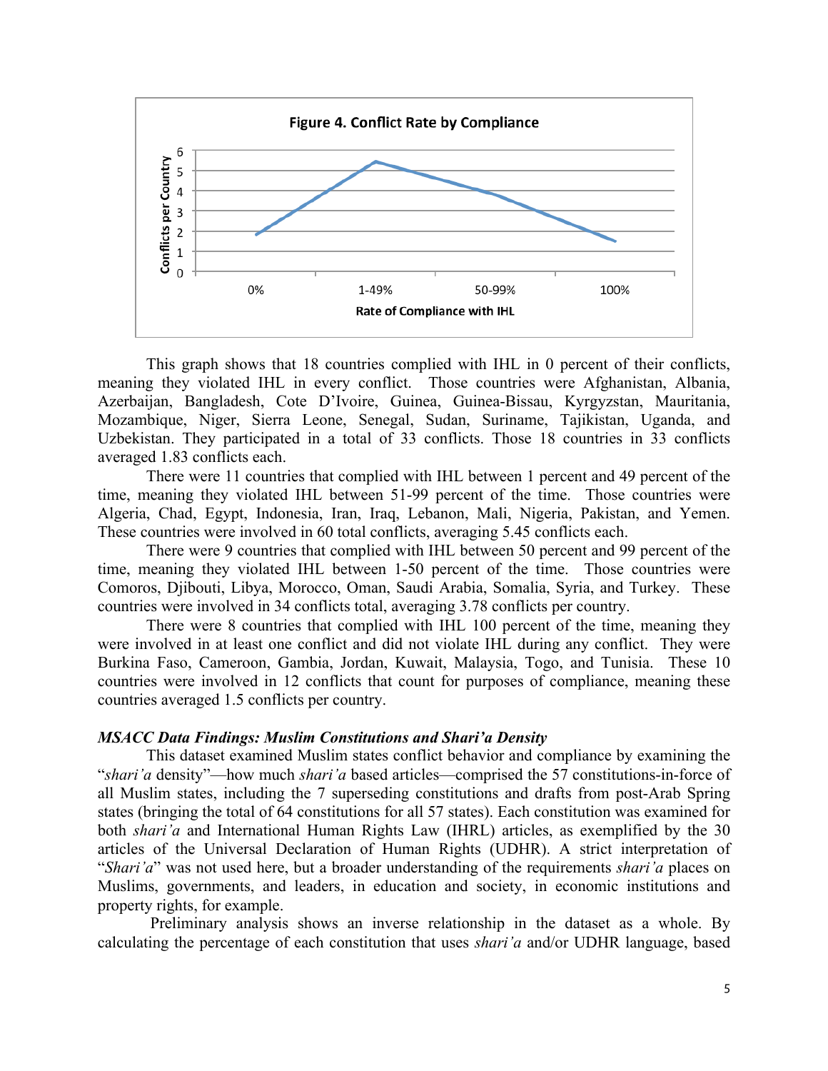**Figure 4. Conflict Rate by Compliance**

This graph shows that 18 countries complied with IHL in 0 percent of their conflicts, meaning they violated IHL in every conflict. Those countries were Afghanistan, Albania, Azerbaijan, Bangladesh, Cote D'Ivoire, Guinea, Guinea-Bissau, Kyrgyzstan, Mauritania, Mozambique, Niger, Sierra Leone, Senegal, Sudan, Suriname, Tajikistan, Uganda, and Uzbekistan. They participated in a total of 33 conflicts. Those 18 countries in 33 conflicts averaged 1.83 conflicts each.

There were 11 countries that complied with IHL between 1 percent and 49 percent of the time, meaning they violated IHL between 51-99 percent of the time. Those countries were Algeria, Chad, Egypt, Indonesia, Iran, Iraq, Lebanon, Mali, Nigeria, Pakistan, and Yemen. These countries were involved in 60 total conflicts, averaging 5.45 conflicts each.

There were 9 countries that complied with IHL between 50 percent and 99 percent of the time, meaning they violated IHL between 1-50 percent of the time. Those countries were Comoros, Djibouti, Libya, Morocco, Oman, Saudi Arabia, Somalia, Syria, and Turkey. These countries were involved in 34 conflicts total, averaging 3.78 conflicts per country.

There were 8 countries that complied with IHL 100 percent of the time, meaning they were involved in at least one conflict and did not violate IHL during any conflict. They were Burkina Faso, Cameroon, Gambia, Jordan, Kuwait, Malaysia, Togo, and Tunisia. These 10 countries were involved in 12 conflicts that count for purposes of compliance, meaning these countries averaged 1.5 conflicts per country.

### *MSACC Data Findings: Muslim Constitutions and Shari'a Density*

This dataset examined Muslim states conflict behavior and compliance by examining the "*shari'a* density"—how much *shari'a* based articles—comprised the 57 constitutions-in-force of all Muslim states, including the 7 superseding constitutions and drafts from post-Arab Spring states (bringing the total of 64 constitutions for all 57 states). Each constitution was examined for both *shari'a* and International Human Rights Law (IHRL) articles, as exemplified by the 30 articles of the Universal Declaration of Human Rights (UDHR). A strict interpretation of "*Shari'a*" was not used here, but a broader understanding of the requirements *shari'a* places on Muslims, governments, and leaders, in education and society, in economic institutions and property rights, for example.

Preliminary analysis shows an inverse relationship in the dataset as a whole. By calculating the percentage of each constitution that uses *shari'a* and/or UDHR language, based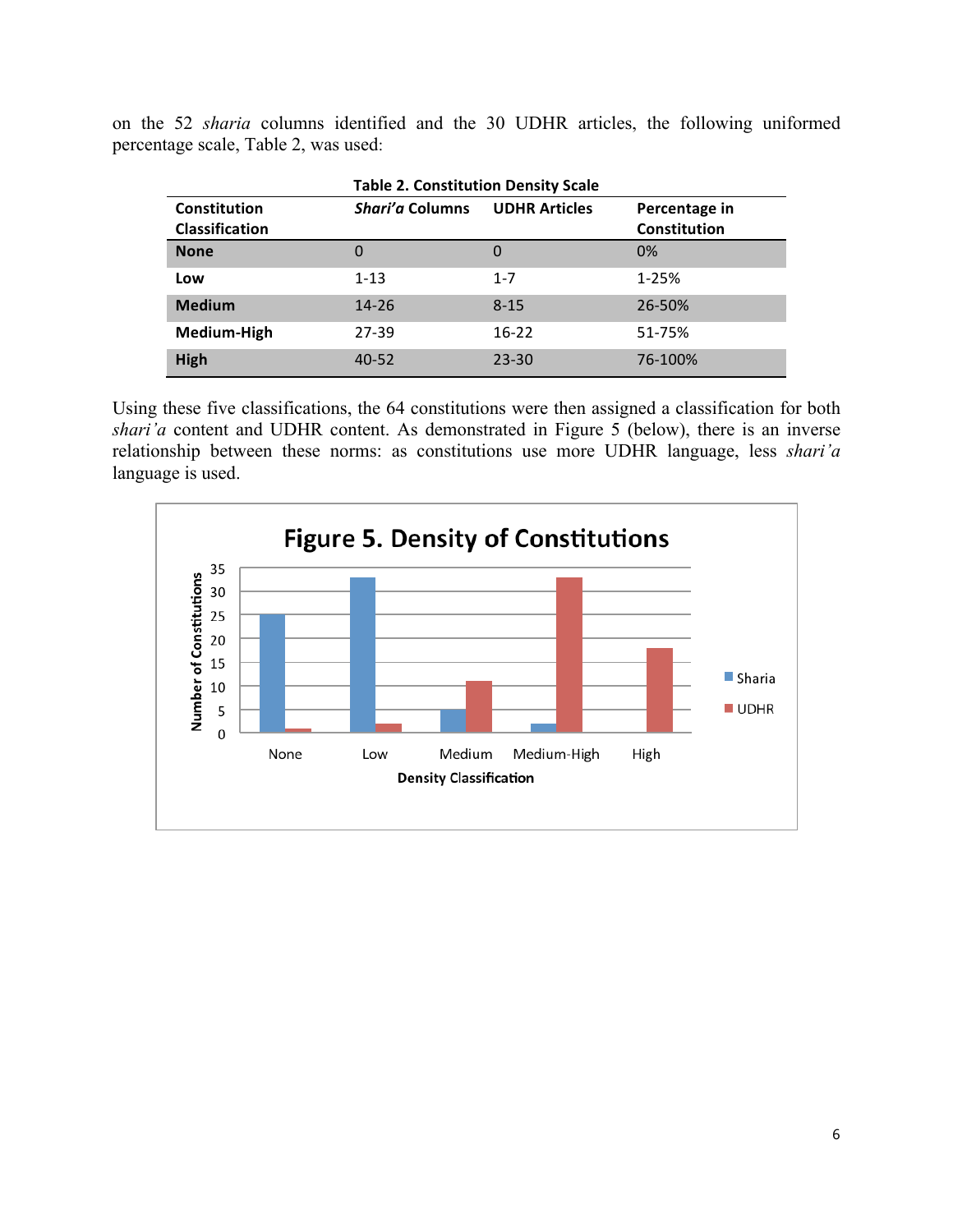on the 52 *sharia* columns identified and the 30 UDHR articles, the following uniformed percentage scale, Table 2, was used:

**Table 2. Constitution Density Scale**

| Constitution Classification | *Shari'a* Columns | UDHR Articles | Percentage in Constitution |
|---|---|---|---|
| **None** | 0 | 0 | 0% |
| **Low** | 1-13 | 1-7 | 1-25% |
| **Medium** | 14-26 | 8-15 | 26-50% |
| **Medium-High** | 27-39 | 16-22 | 51-75% |
| **High** | 40-52 | 23-30 | 76-100% |

Using these five classifications, the 64 constitutions were then assigned a classification for both *shari'a* content and UDHR content. As demonstrated in Figure 5 (below), there is an inverse relationship between these norms: as constitutions use more UDHR language, less *shari'a* language is used.

**Figure 5. Density of Constitutions**

Number of Constitutions

35
30
25
20
15
10
5
0

None
Low
Medium
Medium-High
High

Density Classification

Sharia
UDHR